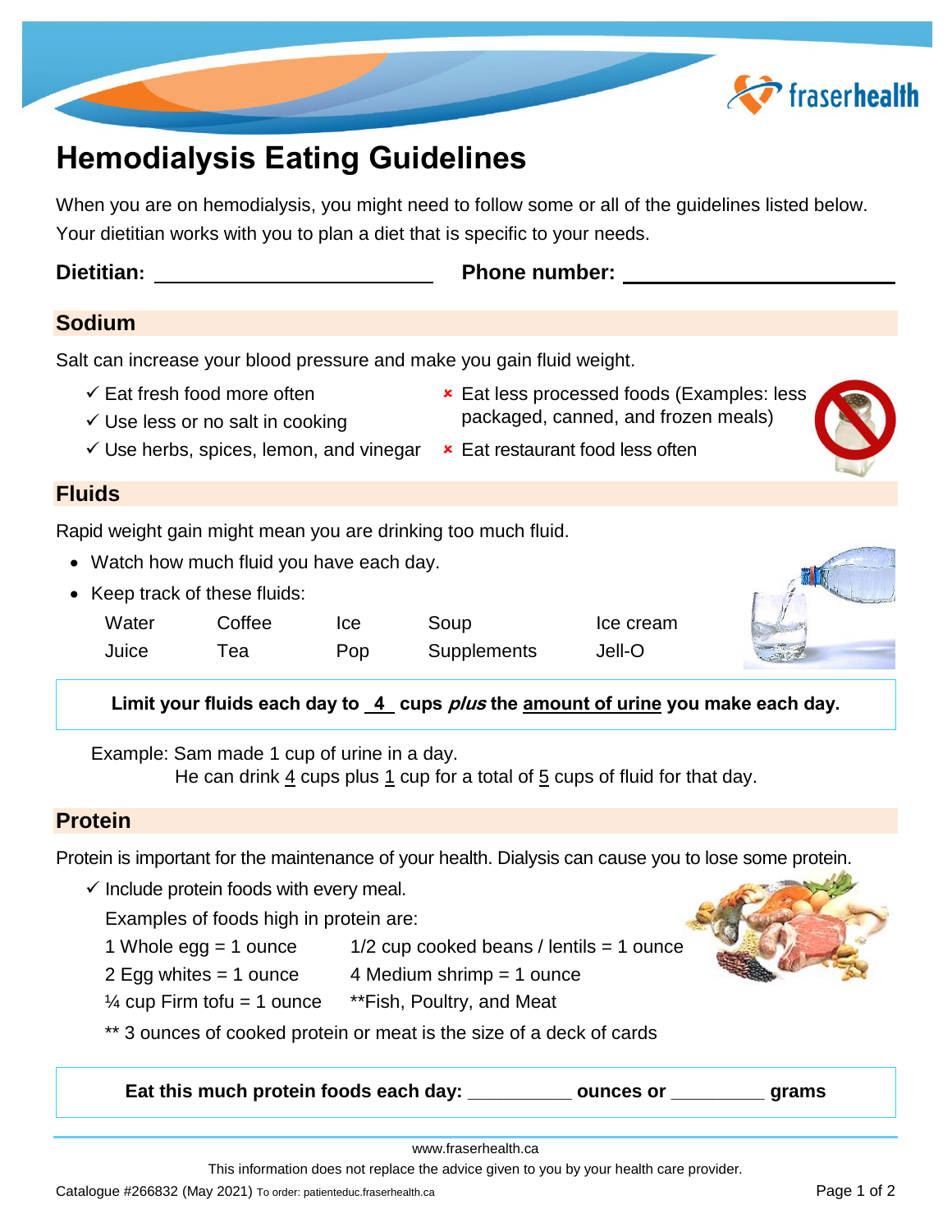# Hemodialysis Eating Guidelines

When you are on hemodialysis, you might need to follow some or all of the guidelines listed below. Your dietitian works with you to plan a diet that is specific to your needs.

**Dietitian:** ______________________ **Phone number:** ______________________

## Sodium

Salt can increase your blood pressure and make you gain fluid weight.

- ✓ Eat fresh food more often
- ✓ Use less or no salt in cooking
- ✓ Use herbs, spices, lemon, and vinegar
- × Eat less processed foods (Examples: less packaged, canned, and frozen meals)
- × Eat restaurant food less often

## Fluids

Rapid weight gain might mean you are drinking too much fluid.

- Watch how much fluid you have each day.
- Keep track of these fluids:

| | | | | |
|---|---|---|---|---|
| Water | Coffee | Ice | Soup | Ice cream |
| Juice | Tea | Pop | Supplements | Jell-O |

**Limit your fluids each day to __4__ cups *plus* the amount of urine you make each day.**

Example: Sam made 1 cup of urine in a day.
He can drink 4 cups plus 1 cup for a total of 5 cups of fluid for that day.

## Protein

Protein is important for the maintenance of your health. Dialysis can cause you to lose some protein.

- ✓ Include protein foods with every meal.

Examples of foods high in protein are:

| | |
|---|---|
| 1 Whole egg = 1 ounce | 1/2 cup cooked beans / lentils = 1 ounce |
| 2 Egg whites = 1 ounce | 4 Medium shrimp = 1 ounce |
| ¼ cup Firm tofu = 1 ounce | **Fish, Poultry, and Meat |

** 3 ounces of cooked protein or meat is the size of a deck of cards

**Eat this much protein foods each day: __________ ounces or _________ grams**

www.fraserhealth.ca

This information does not replace the advice given to you by your health care provider.

Catalogue #266832 (May 2021) To order: patienteduc.fraserhealth.ca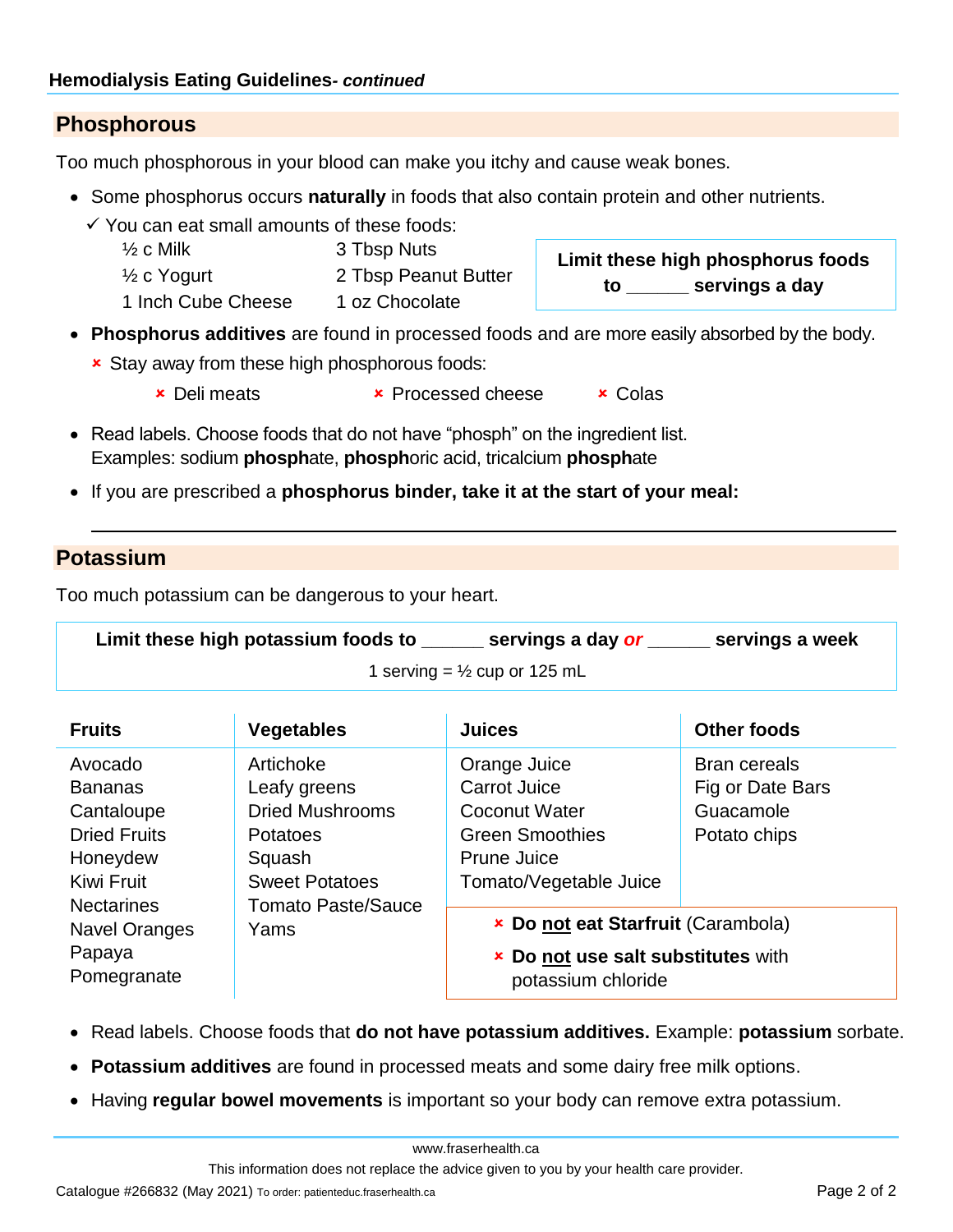**Hemodialysis Eating Guidelines- *continued***

## Phosphorous

Too much phosphorous in your blood can make you itchy and cause weak bones.

- Some phosphorus occurs **naturally** in foods that also contain protein and other nutrients.
  - ✓ You can eat small amounts of these foods:

    ½ c Milk — 3 Tbsp Nuts
    ½ c Yogurt — 2 Tbsp Peanut Butter
    1 Inch Cube Cheese — 1 oz Chocolate

**Limit these high phosphorus foods to ______ servings a day**

- **Phosphorus additives** are found in processed foods and are more easily absorbed by the body.
  - ✗ Stay away from these high phosphorous foods:
    - ✗ Deli meats
    - ✗ Processed cheese
    - ✗ Colas
- Read labels. Choose foods that do not have "phosph" on the ingredient list.
  Examples: sodium **phosph**ate, **phosph**oric acid, tricalcium **phosph**ate
- If you are prescribed a **phosphorus binder, take it at the start of your meal:**

______________________________________________

## Potassium

Too much potassium can be dangerous to your heart.

**Limit these high potassium foods to ______ servings a day *or* ______ servings a week**

1 serving = ½ cup or 125 mL

| Fruits | Vegetables | Juices | Other foods |
|---|---|---|---|
| Avocado | Artichoke | Orange Juice | Bran cereals |
| Bananas | Leafy greens | Carrot Juice | Fig or Date Bars |
| Cantaloupe | Dried Mushrooms | Coconut Water | Guacamole |
| Dried Fruits | Potatoes | Green Smoothies | Potato chips |
| Honeydew | Squash | Prune Juice | |
| Kiwi Fruit | Sweet Potatoes | Tomato/Vegetable Juice | |
| Nectarines | Tomato Paste/Sauce | | |
| Navel Oranges | Yams | | |
| Papaya | | | |
| Pomegranate | | | |

- ✗ **Do not eat Starfruit** (Carambola)
- ✗ **Do not use salt substitutes** with potassium chloride

- Read labels. Choose foods that **do not have potassium additives.** Example: **potassium** sorbate.
- **Potassium additives** are found in processed meats and some dairy free milk options.
- Having **regular bowel movements** is important so your body can remove extra potassium.

www.fraserhealth.ca

This information does not replace the advice given to you by your health care provider.

Catalogue #266832 (May 2021) To order: patienteduc.fraserhealth.ca